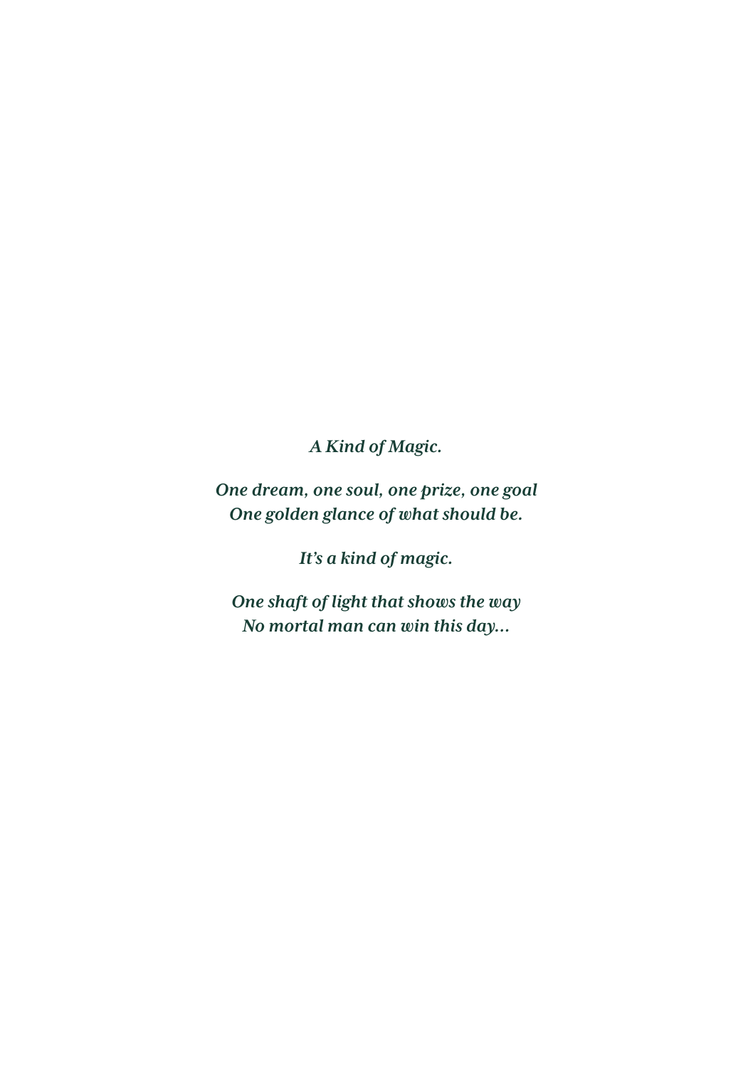*A Kind of Magic.*

*One dream, one soul, one prize, one goal*
*One golden glance of what should be.*

*It's a kind of magic.*

*One shaft of light that shows the way*
*No mortal man can win this day...*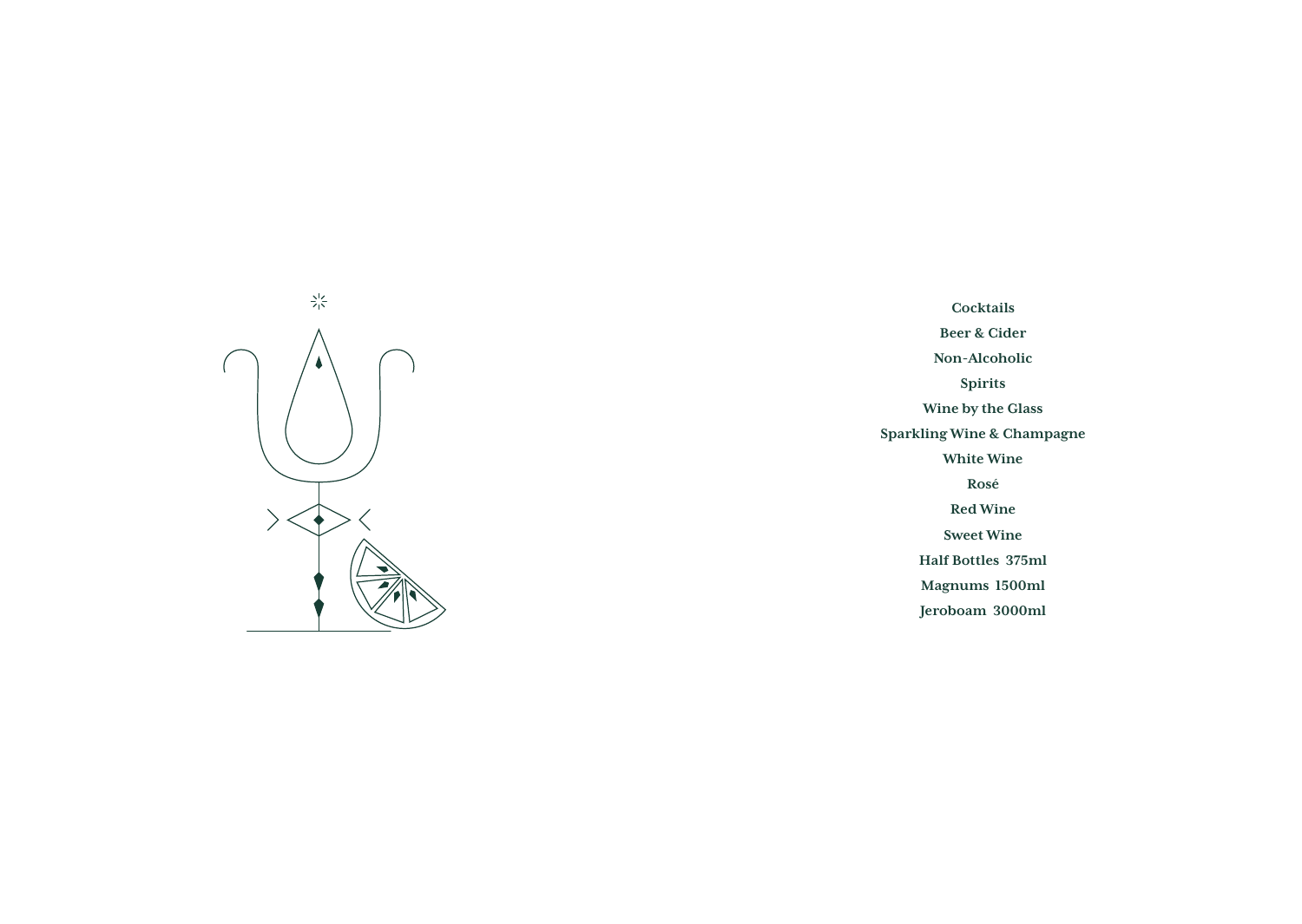**Cocktails**

**Beer & Cider**

**Non-Alcoholic**

**Spirits**

**Wine by the Glass**

**Sparkling Wine & Champagne**

**White Wine**

**Rosé**

**Red Wine**

**Sweet Wine**

**Half Bottles 375ml**

**Magnums 1500ml**

**Jeroboam 3000ml**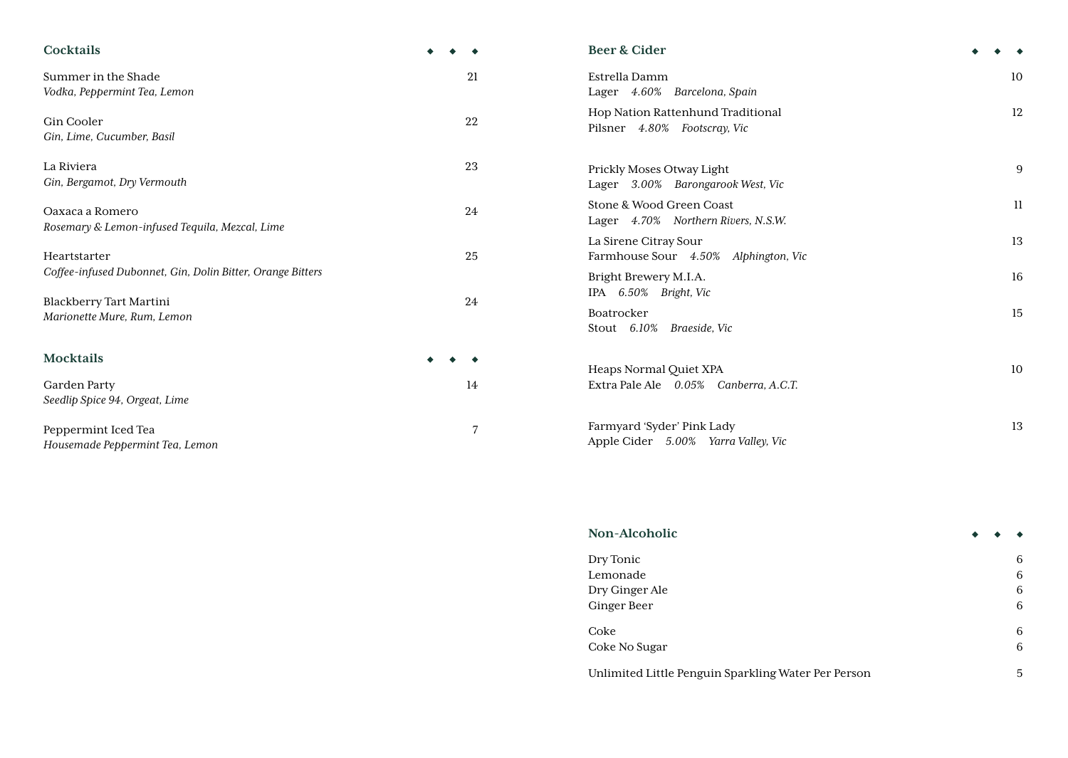## Cocktails

Summer in the Shade — 21
*Vodka, Peppermint Tea, Lemon*

Gin Cooler — 22
*Gin, Lime, Cucumber, Basil*

La Riviera — 23
*Gin, Bergamot, Dry Vermouth*

Oaxaca a Romero — 24
*Rosemary & Lemon-infused Tequila, Mezcal, Lime*

Heartstarter — 25
*Coffee-infused Dubonnet, Gin, Dolin Bitter, Orange Bitters*

Blackberry Tart Martini — 24
*Marionette Mure, Rum, Lemon*

## Mocktails

Garden Party — 14
*Seedlip Spice 94, Orgeat, Lime*

Peppermint Iced Tea — 7
*Housemade Peppermint Tea, Lemon*

## Beer & Cider

Estrella Damm — 10
Lager *4.60% Barcelona, Spain*

Hop Nation Rattenhund Traditional — 12
Pilsner *4.80% Footscray, Vic*

Prickly Moses Otway Light — 9
Lager *3.00% Barongarook West, Vic*

Stone & Wood Green Coast — 11
Lager *4.70% Northern Rivers, N.S.W.*

La Sirene Citray Sour — 13
Farmhouse Sour *4.50% Alphington, Vic*

Bright Brewery M.I.A. — 16
IPA *6.50% Bright, Vic*

Boatrocker — 15
Stout *6.10% Braeside, Vic*

Heaps Normal Quiet XPA — 10
Extra Pale Ale *0.05% Canberra, A.C.T.*

Farmyard 'Syder' Pink Lady — 13
Apple Cider *5.00% Yarra Valley, Vic*

## Non-Alcoholic

Dry Tonic — 6
Lemonade — 6
Dry Ginger Ale — 6
Ginger Beer — 6

Coke — 6
Coke No Sugar — 6

Unlimited Little Penguin Sparkling Water Per Person — 5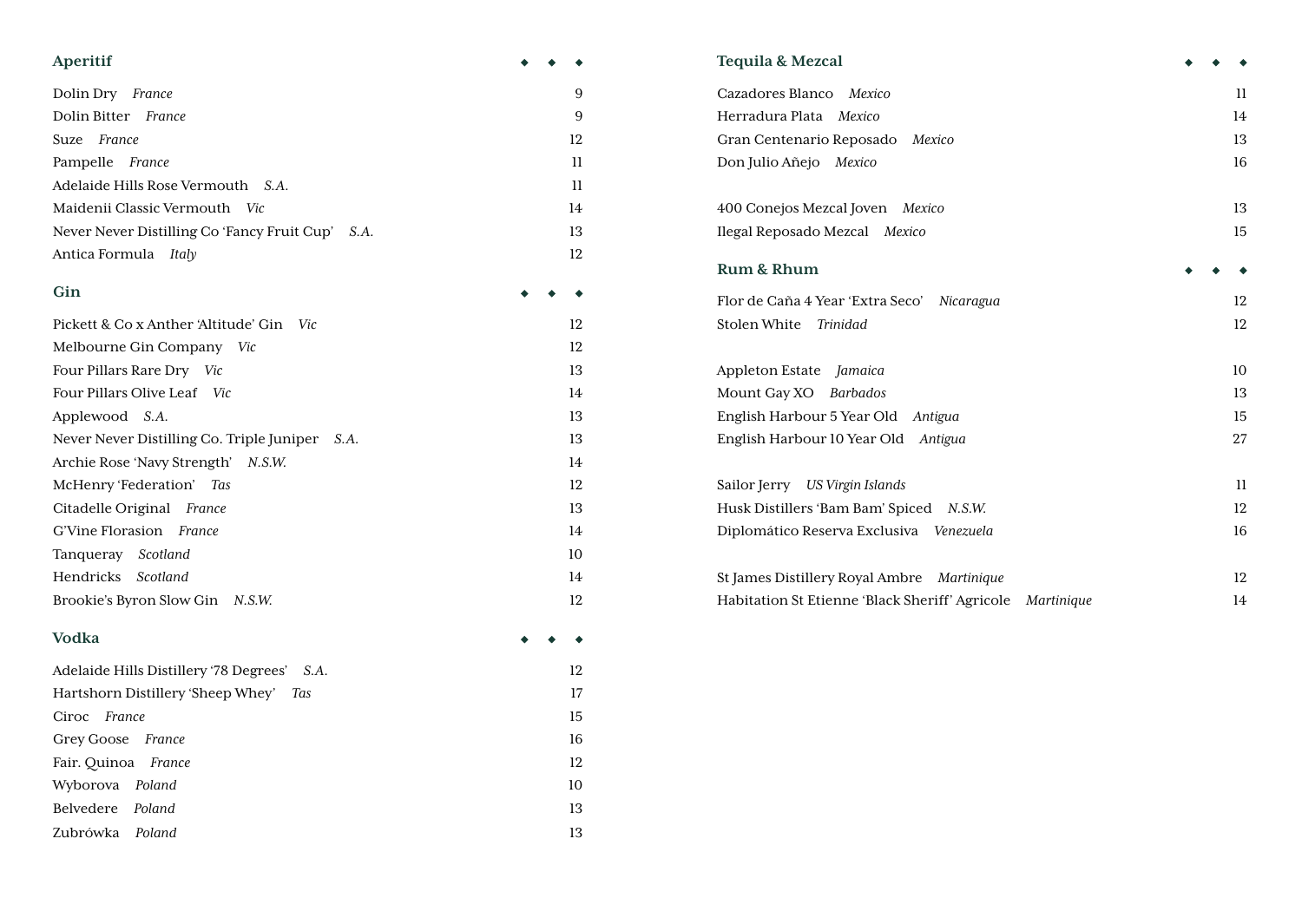## Aperitif

| Item | Origin | Price |
|---|---|---|
| Dolin Dry | *France* | 9 |
| Dolin Bitter | *France* | 9 |
| Suze | *France* | 12 |
| Pampelle | *France* | 11 |
| Adelaide Hills Rose Vermouth | *S.A.* | 11 |
| Maidenii Classic Vermouth | *Vic* | 14 |
| Never Never Distilling Co 'Fancy Fruit Cup' | *S.A.* | 13 |
| Antica Formula | *Italy* | 12 |

## Gin

| Item | Origin | Price |
|---|---|---|
| Pickett & Co x Anther 'Altitude' Gin | *Vic* | 12 |
| Melbourne Gin Company | *Vic* | 12 |
| Four Pillars Rare Dry | *Vic* | 13 |
| Four Pillars Olive Leaf | *Vic* | 14 |
| Applewood | *S.A.* | 13 |
| Never Never Distilling Co. Triple Juniper | *S.A.* | 13 |
| Archie Rose 'Navy Strength' | *N.S.W.* | 14 |
| McHenry 'Federation' | *Tas* | 12 |
| Citadelle Original | *France* | 13 |
| G'Vine Florasion | *France* | 14 |
| Tanqueray | *Scotland* | 10 |
| Hendricks | *Scotland* | 14 |
| Brookie's Byron Slow Gin | *N.S.W.* | 12 |

## Vodka

| Item | Origin | Price |
|---|---|---|
| Adelaide Hills Distillery '78 Degrees' | *S.A.* | 12 |
| Hartshorn Distillery 'Sheep Whey' | *Tas* | 17 |
| Ciroc | *France* | 15 |
| Grey Goose | *France* | 16 |
| Fair. Quinoa | *France* | 12 |
| Wyborova | *Poland* | 10 |
| Belvedere | *Poland* | 13 |
| Zubrówka | *Poland* | 13 |

## Tequila & Mezcal

| Item | Origin | Price |
|---|---|---|
| Cazadores Blanco | *Mexico* | 11 |
| Herradura Plata | *Mexico* | 14 |
| Gran Centenario Reposado | *Mexico* | 13 |
| Don Julio Añejo | *Mexico* | 16 |
| | | |
| 400 Conejos Mezcal Joven | *Mexico* | 13 |
| Ilegal Reposado Mezcal | *Mexico* | 15 |

## Rum & Rhum

| Item | Origin | Price |
|---|---|---|
| Flor de Caña 4 Year 'Extra Seco' | *Nicaragua* | 12 |
| Stolen White | *Trinidad* | 12 |
| | | |
| Appleton Estate | *Jamaica* | 10 |
| Mount Gay XO | *Barbados* | 13 |
| English Harbour 5 Year Old | *Antigua* | 15 |
| English Harbour 10 Year Old | *Antigua* | 27 |
| | | |
| Sailor Jerry | *US Virgin Islands* | 11 |
| Husk Distillers 'Bam Bam' Spiced | *N.S.W.* | 12 |
| Diplomático Reserva Exclusiva | *Venezuela* | 16 |
| | | |
| St James Distillery Royal Ambre | *Martinique* | 12 |
| Habitation St Etienne 'Black Sheriff' Agricole | *Martinique* | 14 |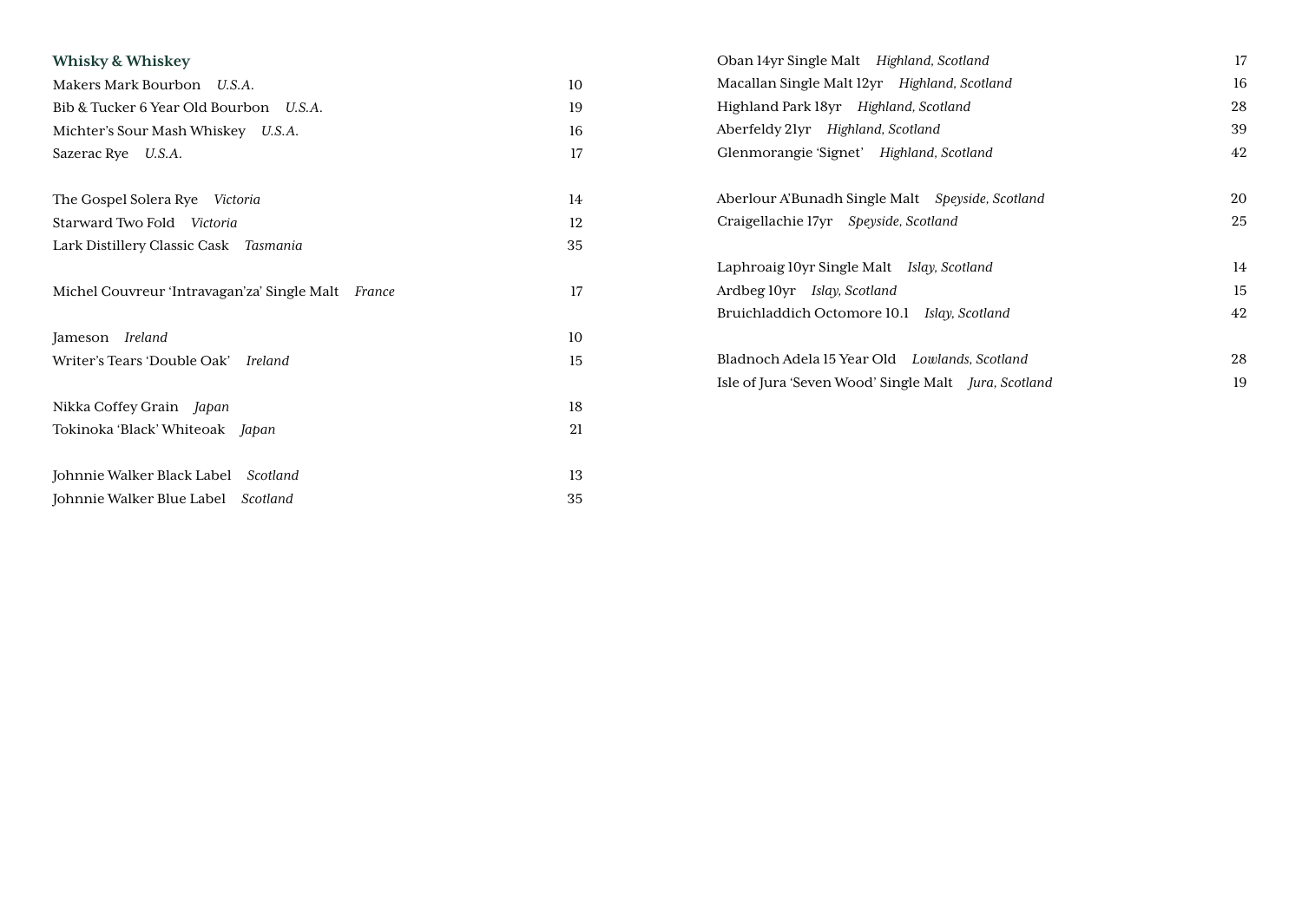## Whisky & Whiskey

Makers Mark Bourbon *U.S.A.* 10
Bib & Tucker 6 Year Old Bourbon *U.S.A.* 19
Michter's Sour Mash Whiskey *U.S.A.* 16
Sazerac Rye *U.S.A.* 17

The Gospel Solera Rye *Victoria* 14
Starward Two Fold *Victoria* 12
Lark Distillery Classic Cask *Tasmania* 35

Michel Couvreur 'Intravagan'za' Single Malt *France* 17

Jameson *Ireland* 10
Writer's Tears 'Double Oak' *Ireland* 15

Nikka Coffey Grain *Japan* 18
Tokinoka 'Black' Whiteoak *Japan* 21

Johnnie Walker Black Label *Scotland* 13
Johnnie Walker Blue Label *Scotland* 35

Oban 14yr Single Malt *Highland, Scotland* 17
Macallan Single Malt 12yr *Highland, Scotland* 16
Highland Park 18yr *Highland, Scotland* 28
Aberfeldy 21yr *Highland, Scotland* 39
Glenmorangie 'Signet' *Highland, Scotland* 42

Aberlour A'Bunadh Single Malt *Speyside, Scotland* 20
Craigellachie 17yr *Speyside, Scotland* 25

Laphroaig 10yr Single Malt *Islay, Scotland* 14
Ardbeg 10yr *Islay, Scotland* 15
Bruichladdich Octomore 10.1 *Islay, Scotland* 42

Bladnoch Adela 15 Year Old *Lowlands, Scotland* 28
Isle of Jura 'Seven Wood' Single Malt *Jura, Scotland* 19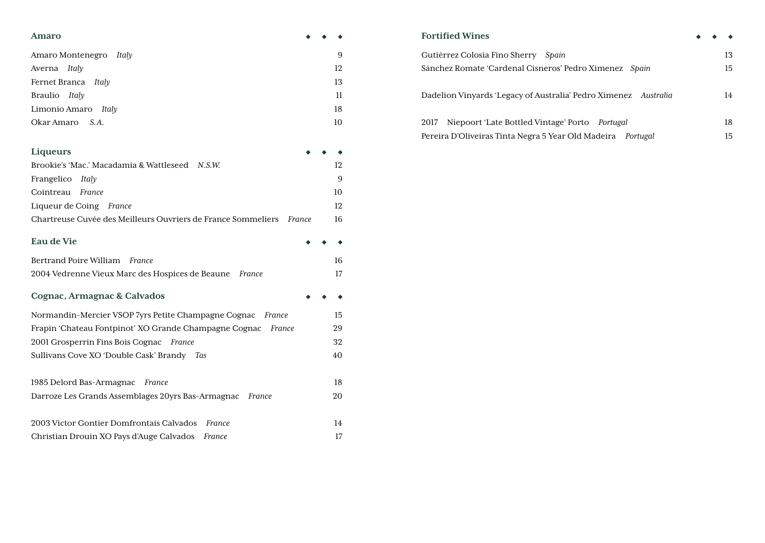## Amaro

Amaro Montenegro *Italy* 9
Averna *Italy* 12
Fernet Branca *Italy* 13
Braulio *Italy* 11
Limonio Amaro *Italy* 18
Okar Amaro *S.A.* 10

## Liqueurs

Brookie's 'Mac.' Macadamia & Wattleseed *N.S.W.* 12
Frangelico *Italy* 9
Cointreau *France* 10
Liqueur de Coing *France* 12
Chartreuse Cuvée des Meilleurs Ouvriers de France Sommeliers *France* 16

## Eau de Vie

Bertrand Poire William *France* 16
2004 Vedrenne Vieux Marc des Hospices de Beaune *France* 17

## Cognac, Armagnac & Calvados

Normandin-Mercier VSOP 7yrs Petite Champagne Cognac *France* 15
Frapin 'Chateau Fontpinot' XO Grande Champagne Cognac *France* 29
2001 Grosperrin Fins Bois Cognac *France* 32
Sullivans Cove XO 'Double Cask' Brandy *Tas* 40

1985 Delord Bas-Armagnac *France* 18
Darroze Les Grands Assemblages 20yrs Bas-Armagnac *France* 20

2003 Victor Gontier Domfrontais Calvados *France* 14
Christian Drouin XO Pays d'Auge Calvados *France* 17

## Fortified Wines

Gutiérrez Colosìa Fino Sherry *Spain* 13
Sánchez Romate 'Cardenal Cisneros' Pedro Ximenez *Spain* 15

Dadelion Vinyards 'Legacy of Australia' Pedro Ximenez *Australia* 14

2017 Niepoort 'Late Bottled Vintage' Porto *Portugal* 18
Pereira D'Oliveiras Tinta Negra 5 Year Old Madeira *Portugal* 15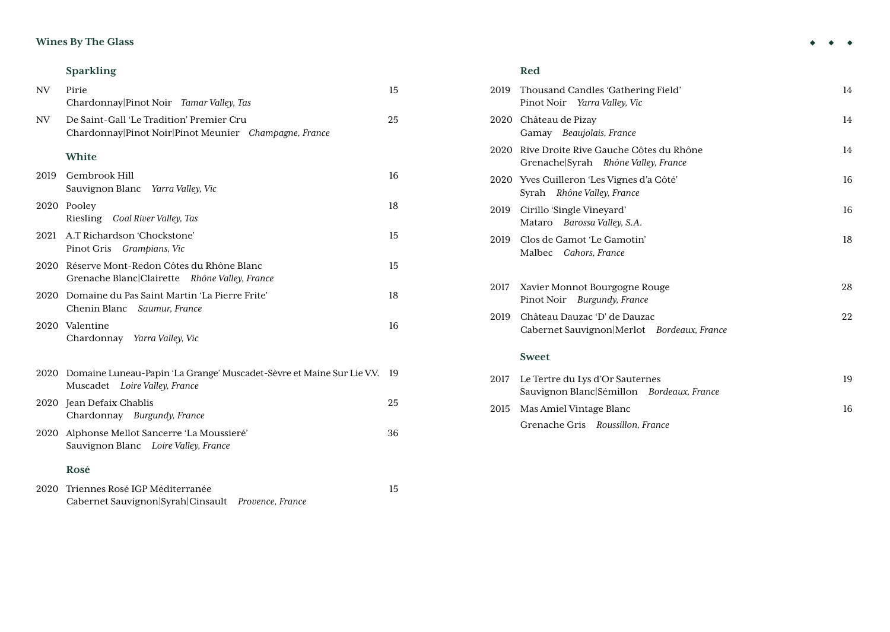## Wines By The Glass

### Sparkling

| Vintage | Wine | Price |
|---|---|---|
| NV | Pirie<br>Chardonnay\|Pinot Noir *Tamar Valley, Tas* | 15 |
| NV | De Saint-Gall 'Le Tradition' Premier Cru<br>Chardonnay\|Pinot Noir\|Pinot Meunier *Champagne, France* | 25 |

### White

| Vintage | Wine | Price |
|---|---|---|
| 2019 | Gembrook Hill<br>Sauvignon Blanc *Yarra Valley, Vic* | 16 |
| 2020 | Pooley<br>Riesling *Coal River Valley, Tas* | 18 |
| 2021 | A.T Richardson 'Chockstone'<br>Pinot Gris *Grampians, Vic* | 15 |
| 2020 | Réserve Mont-Redon Côtes du Rhône Blanc<br>Grenache Blanc\|Clairette *Rhône Valley, France* | 15 |
| 2020 | Domaine du Pas Saint Martin 'La Pierre Frite'<br>Chenin Blanc *Saumur, France* | 18 |
| 2020 | Valentine<br>Chardonnay *Yarra Valley, Vic* | 16 |
| 2020 | Domaine Luneau-Papin 'La Grange' Muscadet-Sèvre et Maine Sur Lie V.V.<br>Muscadet *Loire Valley, France* | 19 |
| 2020 | Jean Defaix Chablis<br>Chardonnay *Burgundy, France* | 25 |
| 2020 | Alphonse Mellot Sancerre 'La Moussieré'<br>Sauvignon Blanc *Loire Valley, France* | 36 |

### Rosé

| Vintage | Wine | Price |
|---|---|---|
| 2020 | Triennes Rosé IGP Méditerranée<br>Cabernet Sauvignon\|Syrah\|Cinsault *Provence, France* | 15 |

### Red

| Vintage | Wine | Price |
|---|---|---|
| 2019 | Thousand Candles 'Gathering Field'<br>Pinot Noir *Yarra Valley, Vic* | 14 |
| 2020 | Château de Pizay<br>Gamay *Beaujolais, France* | 14 |
| 2020 | Rive Droite Rive Gauche Côtes du Rhône<br>Grenache\|Syrah *Rhône Valley, France* | 14 |
| 2020 | Yves Cuilleron 'Les Vignes d'a Côté'<br>Syrah *Rhône Valley, France* | 16 |
| 2019 | Cirillo 'Single Vineyard'<br>Mataro *Barossa Valley, S.A.* | 16 |
| 2019 | Clos de Gamot 'Le Gamotin'<br>Malbec *Cahors, France* | 18 |
| 2017 | Xavier Monnot Bourgogne Rouge<br>Pinot Noir *Burgundy, France* | 28 |
| 2019 | Château Dauzac 'D' de Dauzac<br>Cabernet Sauvignon\|Merlot *Bordeaux, France* | 22 |

### Sweet

| Vintage | Wine | Price |
|---|---|---|
| 2017 | Le Tertre du Lys d'Or Sauternes<br>Sauvignon Blanc\|Sémillon *Bordeaux, France* | 19 |
| 2015 | Mas Amiel Vintage Blanc<br>Grenache Gris *Roussillon, France* | 16 |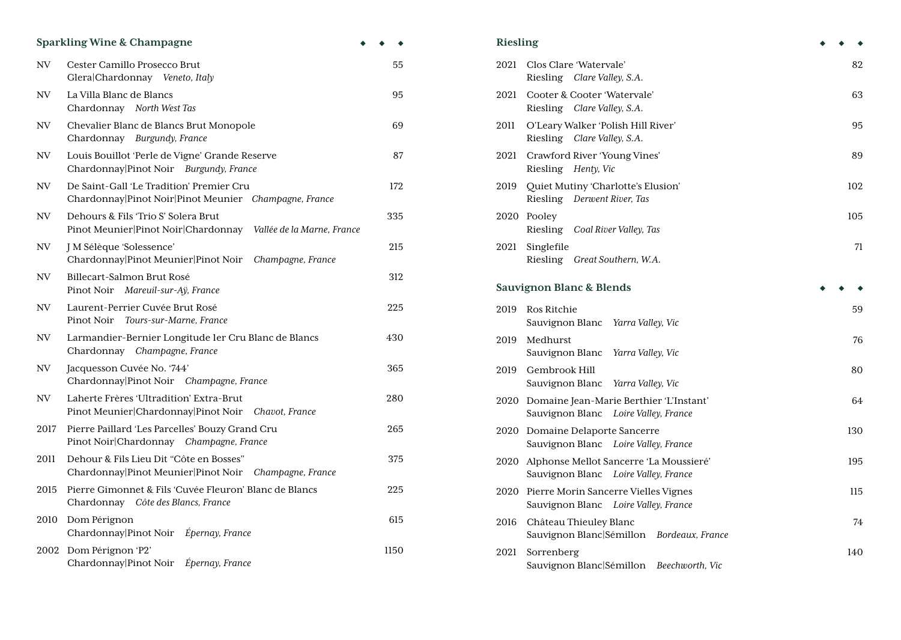## Sparkling Wine & Champagne

| Vintage | Wine | Price |
|---|---|---|
| NV | Cester Camillo Prosecco Brut<br>Glera\|Chardonnay *Veneto, Italy* | 55 |
| NV | La Villa Blanc de Blancs<br>Chardonnay *North West Tas* | 95 |
| NV | Chevalier Blanc de Blancs Brut Monopole<br>Chardonnay *Burgundy, France* | 69 |
| NV | Louis Bouillot 'Perle de Vigne' Grande Reserve<br>Chardonnay\|Pinot Noir *Burgundy, France* | 87 |
| NV | De Saint-Gall 'Le Tradition' Premier Cru<br>Chardonnay\|Pinot Noir\|Pinot Meunier *Champagne, France* | 172 |
| NV | Dehours & Fils 'Trio S' Solera Brut<br>Pinot Meunier\|Pinot Noir\|Chardonnay *Vallée de la Marne, France* | 335 |
| NV | J M Sélèque 'Solessence'<br>Chardonnay\|Pinot Meunier\|Pinot Noir *Champagne, France* | 215 |
| NV | Billecart-Salmon Brut Rosé<br>Pinot Noir *Mareuil-sur-Aÿ, France* | 312 |
| NV | Laurent-Perrier Cuvée Brut Rosé<br>Pinot Noir *Tours-sur-Marne, France* | 225 |
| NV | Larmandier-Bernier Longitude 1er Cru Blanc de Blancs<br>Chardonnay *Champagne, France* | 430 |
| NV | Jacquesson Cuvée No. '744'<br>Chardonnay\|Pinot Noir *Champagne, France* | 365 |
| NV | Laherte Frères 'Ultradition' Extra-Brut<br>Pinot Meunier\|Chardonnay\|Pinot Noir *Chavot, France* | 280 |
| 2017 | Pierre Paillard 'Les Parcelles' Bouzy Grand Cru<br>Pinot Noir\|Chardonnay *Champagne, France* | 265 |
| 2011 | Dehour & Fils Lieu Dit "Côte en Bosses"<br>Chardonnay\|Pinot Meunier\|Pinot Noir *Champagne, France* | 375 |
| 2015 | Pierre Gimonnet & Fils 'Cuvée Fleuron' Blanc de Blancs<br>Chardonnay *Côte des Blancs, France* | 225 |
| 2010 | Dom Pérignon<br>Chardonnay\|Pinot Noir *Épernay, France* | 615 |
| 2002 | Dom Pérignon 'P2'<br>Chardonnay\|Pinot Noir *Épernay, France* | 1150 |

## Riesling

| Vintage | Wine | Price |
|---|---|---|
| 2021 | Clos Clare 'Watervale'<br>Riesling *Clare Valley, S.A.* | 82 |
| 2021 | Cooter & Cooter 'Watervale'<br>Riesling *Clare Valley, S.A.* | 63 |
| 2011 | O'Leary Walker 'Polish Hill River'<br>Riesling *Clare Valley, S.A.* | 95 |
| 2021 | Crawford River 'Young Vines'<br>Riesling *Henty, Vic* | 89 |
| 2019 | Quiet Mutiny 'Charlotte's Elusion'<br>Riesling *Derwent River, Tas* | 102 |
| 2020 | Pooley<br>Riesling *Coal River Valley, Tas* | 105 |
| 2021 | Singlefile<br>Riesling *Great Southern, W.A.* | 71 |

## Sauvignon Blanc & Blends

| Vintage | Wine | Price |
|---|---|---|
| 2019 | Ros Ritchie<br>Sauvignon Blanc *Yarra Valley, Vic* | 59 |
| 2019 | Medhurst<br>Sauvignon Blanc *Yarra Valley, Vic* | 76 |
| 2019 | Gembrook Hill<br>Sauvignon Blanc *Yarra Valley, Vic* | 80 |
| 2020 | Domaine Jean-Marie Berthier 'L'Instant'<br>Sauvignon Blanc *Loire Valley, France* | 64 |
| 2020 | Domaine Delaporte Sancerre<br>Sauvignon Blanc *Loire Valley, France* | 130 |
| 2020 | Alphonse Mellot Sancerre 'La Moussieré'<br>Sauvignon Blanc *Loire Valley, France* | 195 |
| 2020 | Pierre Morin Sancerre Vielles Vignes<br>Sauvignon Blanc *Loire Valley, France* | 115 |
| 2016 | Château Thieuley Blanc<br>Sauvignon Blanc\|Sémillon *Bordeaux, France* | 74 |
| 2021 | Sorrenberg<br>Sauvignon Blanc\|Sémillon *Beechworth, Vic* | 140 |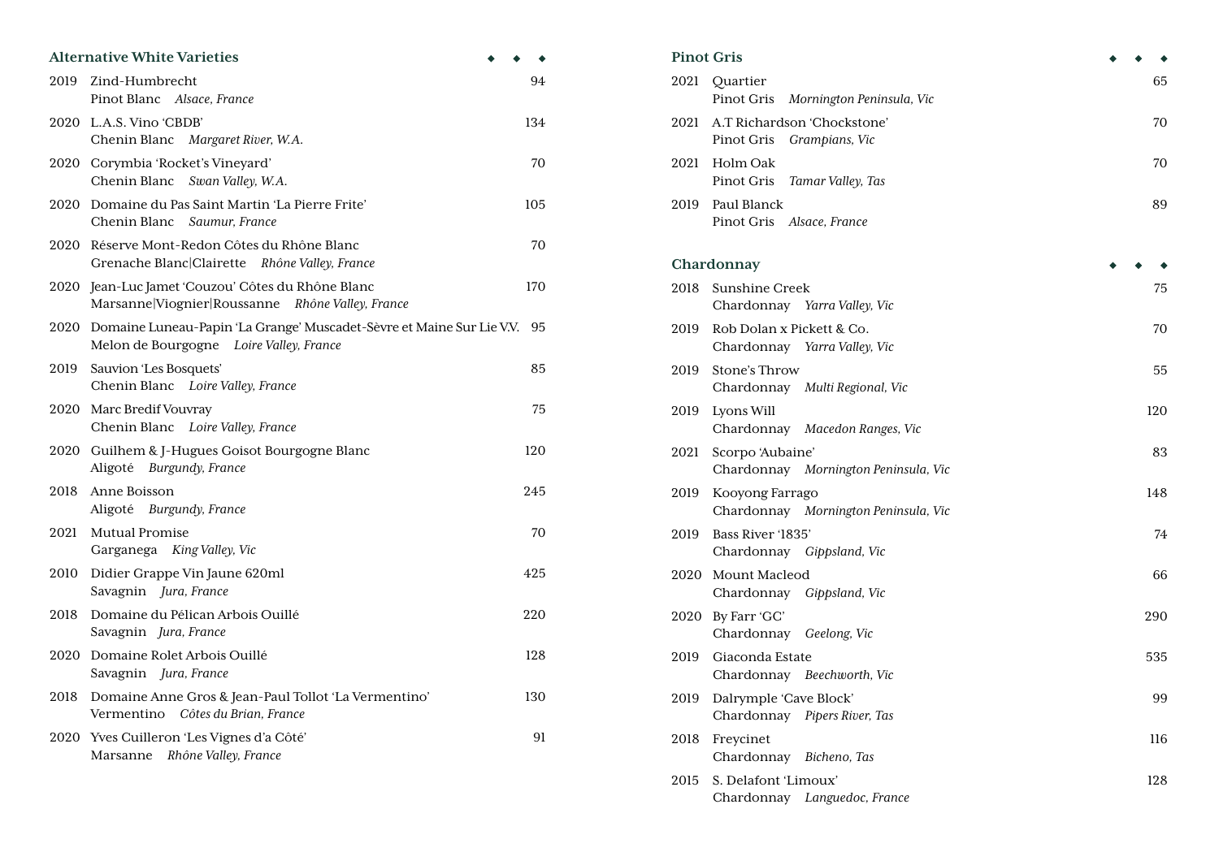## Alternative White Varieties

| Vintage | Wine | Price |
|---|---|---|
| 2019 | Zind-Humbrecht<br>Pinot Blanc *Alsace, France* | 94 |
| 2020 | L.A.S. Vino 'CBDB'<br>Chenin Blanc *Margaret River, W.A.* | 134 |
| 2020 | Corymbia 'Rocket's Vineyard'<br>Chenin Blanc *Swan Valley, W.A.* | 70 |
| 2020 | Domaine du Pas Saint Martin 'La Pierre Frite'<br>Chenin Blanc *Saumur, France* | 105 |
| 2020 | Réserve Mont-Redon Côtes du Rhône Blanc<br>Grenache Blanc\|Clairette *Rhône Valley, France* | 70 |
| 2020 | Jean-Luc Jamet 'Couzou' Côtes du Rhône Blanc<br>Marsanne\|Viognier\|Roussanne *Rhône Valley, France* | 170 |
| 2020 | Domaine Luneau-Papin 'La Grange' Muscadet-Sèvre et Maine Sur Lie V.V.<br>Melon de Bourgogne *Loire Valley, France* | 95 |
| 2019 | Sauvion 'Les Bosquets'<br>Chenin Blanc *Loire Valley, France* | 85 |
| 2020 | Marc Bredif Vouvray<br>Chenin Blanc *Loire Valley, France* | 75 |
| 2020 | Guilhem & J-Hugues Goisot Bourgogne Blanc<br>Aligoté *Burgundy, France* | 120 |
| 2018 | Anne Boisson<br>Aligoté *Burgundy, France* | 245 |
| 2021 | Mutual Promise<br>Garganega *King Valley, Vic* | 70 |
| 2010 | Didier Grappe Vin Jaune 620ml<br>Savagnin *Jura, France* | 425 |
| 2018 | Domaine du Pélican Arbois Ouillé<br>Savagnin *Jura, France* | 220 |
| 2020 | Domaine Rolet Arbois Ouillé<br>Savagnin *Jura, France* | 128 |
| 2018 | Domaine Anne Gros & Jean-Paul Tollot 'La Vermentino'<br>Vermentino *Côtes du Brian, France* | 130 |
| 2020 | Yves Cuilleron 'Les Vignes d'a Côté'<br>Marsanne *Rhône Valley, France* | 91 |

## Pinot Gris

| Vintage | Wine | Price |
|---|---|---|
| 2021 | Quartier<br>Pinot Gris *Mornington Peninsula, Vic* | 65 |
| 2021 | A.T Richardson 'Chockstone'<br>Pinot Gris *Grampians, Vic* | 70 |
| 2021 | Holm Oak<br>Pinot Gris *Tamar Valley, Tas* | 70 |
| 2019 | Paul Blanck<br>Pinot Gris *Alsace, France* | 89 |

## Chardonnay

| Vintage | Wine | Price |
|---|---|---|
| 2018 | Sunshine Creek<br>Chardonnay *Yarra Valley, Vic* | 75 |
| 2019 | Rob Dolan x Pickett & Co.<br>Chardonnay *Yarra Valley, Vic* | 70 |
| 2019 | Stone's Throw<br>Chardonnay *Multi Regional, Vic* | 55 |
| 2019 | Lyons Will<br>Chardonnay *Macedon Ranges, Vic* | 120 |
| 2021 | Scorpo 'Aubaine'<br>Chardonnay *Mornington Peninsula, Vic* | 83 |
| 2019 | Kooyong Farrago<br>Chardonnay *Mornington Peninsula, Vic* | 148 |
| 2019 | Bass River '1835'<br>Chardonnay *Gippsland, Vic* | 74 |
| 2020 | Mount Macleod<br>Chardonnay *Gippsland, Vic* | 66 |
| 2020 | By Farr 'GC'<br>Chardonnay *Geelong, Vic* | 290 |
| 2019 | Giaconda Estate<br>Chardonnay *Beechworth, Vic* | 535 |
| 2019 | Dalrymple 'Cave Block'<br>Chardonnay *Pipers River, Tas* | 99 |
| 2018 | Freycinet<br>Chardonnay *Bicheno, Tas* | 116 |
| 2015 | S. Delafont 'Limoux'<br>Chardonnay *Languedoc, France* | 128 |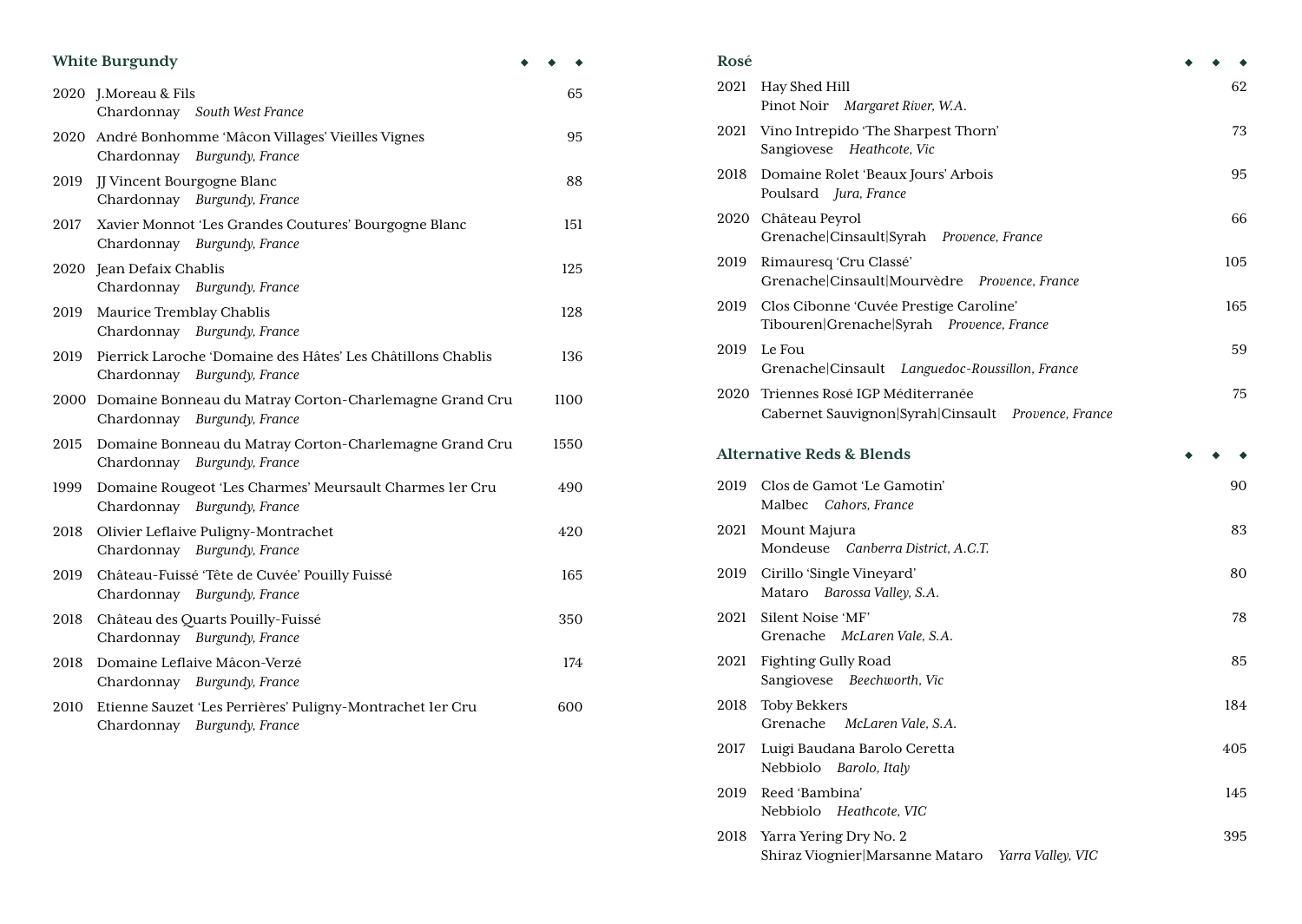## White Burgundy

| Vintage | Wine | Price |
|---|---|---|
| 2020 | J.Moreau & Fils<br>Chardonnay *South West France* | 65 |
| 2020 | André Bonhomme 'Mâcon Villages' Vieilles Vignes<br>Chardonnay *Burgundy, France* | 95 |
| 2019 | JJ Vincent Bourgogne Blanc<br>Chardonnay *Burgundy, France* | 88 |
| 2017 | Xavier Monnot 'Les Grandes Coutures' Bourgogne Blanc<br>Chardonnay *Burgundy, France* | 151 |
| 2020 | Jean Defaix Chablis<br>Chardonnay *Burgundy, France* | 125 |
| 2019 | Maurice Tremblay Chablis<br>Chardonnay *Burgundy, France* | 128 |
| 2019 | Pierrick Laroche 'Domaine des Hâtes' Les Châtillons Chablis<br>Chardonnay *Burgundy, France* | 136 |
| 2000 | Domaine Bonneau du Matray Corton-Charlemagne Grand Cru<br>Chardonnay *Burgundy, France* | 1100 |
| 2015 | Domaine Bonneau du Matray Corton-Charlemagne Grand Cru<br>Chardonnay *Burgundy, France* | 1550 |
| 1999 | Domaine Rougeot 'Les Charmes' Meursault Charmes 1er Cru<br>Chardonnay *Burgundy, France* | 490 |
| 2018 | Olivier Leflaive Puligny-Montrachet<br>Chardonnay *Burgundy, France* | 420 |
| 2019 | Château-Fuissé 'Tête de Cuvée' Pouilly Fuissé<br>Chardonnay *Burgundy, France* | 165 |
| 2018 | Château des Quarts Pouilly-Fuissé<br>Chardonnay *Burgundy, France* | 350 |
| 2018 | Domaine Leflaive Mâcon-Verzé<br>Chardonnay *Burgundy, France* | 174 |
| 2010 | Etienne Sauzet 'Les Perrières' Puligny-Montrachet 1er Cru<br>Chardonnay *Burgundy, France* | 600 |

## Rosé

| Vintage | Wine | Price |
|---|---|---|
| 2021 | Hay Shed Hill<br>Pinot Noir *Margaret River, W.A.* | 62 |
| 2021 | Vino Intrepido 'The Sharpest Thorn'<br>Sangiovese *Heathcote, Vic* | 73 |
| 2018 | Domaine Rolet 'Beaux Jours' Arbois<br>Poulsard *Jura, France* | 95 |
| 2020 | Château Peyrol<br>Grenache\|Cinsault\|Syrah *Provence, France* | 66 |
| 2019 | Rimauresq 'Cru Classé'<br>Grenache\|Cinsault\|Mourvèdre *Provence, France* | 105 |
| 2019 | Clos Cibonne 'Cuvée Prestige Caroline'<br>Tibouren\|Grenache\|Syrah *Provence, France* | 165 |
| 2019 | Le Fou<br>Grenache\|Cinsault *Languedoc-Roussillon, France* | 59 |
| 2020 | Triennes Rosé IGP Méditerranée<br>Cabernet Sauvignon\|Syrah\|Cinsault *Provence, France* | 75 |

## Alternative Reds & Blends

| Vintage | Wine | Price |
|---|---|---|
| 2019 | Clos de Gamot 'Le Gamotin'<br>Malbec *Cahors, France* | 90 |
| 2021 | Mount Majura<br>Mondeuse *Canberra District, A.C.T.* | 83 |
| 2019 | Cirillo 'Single Vineyard'<br>Mataro *Barossa Valley, S.A.* | 80 |
| 2021 | Silent Noise 'MF'<br>Grenache *McLaren Vale, S.A.* | 78 |
| 2021 | Fighting Gully Road<br>Sangiovese *Beechworth, Vic* | 85 |
| 2018 | Toby Bekkers<br>Grenache *McLaren Vale, S.A.* | 184 |
| 2017 | Luigi Baudana Barolo Ceretta<br>Nebbiolo *Barolo, Italy* | 405 |
| 2019 | Reed 'Bambina'<br>Nebbiolo *Heathcote, VIC* | 145 |
| 2018 | Yarra Yering Dry No. 2<br>Shiraz Viognier\|Marsanne Mataro *Yarra Valley, VIC* | 395 |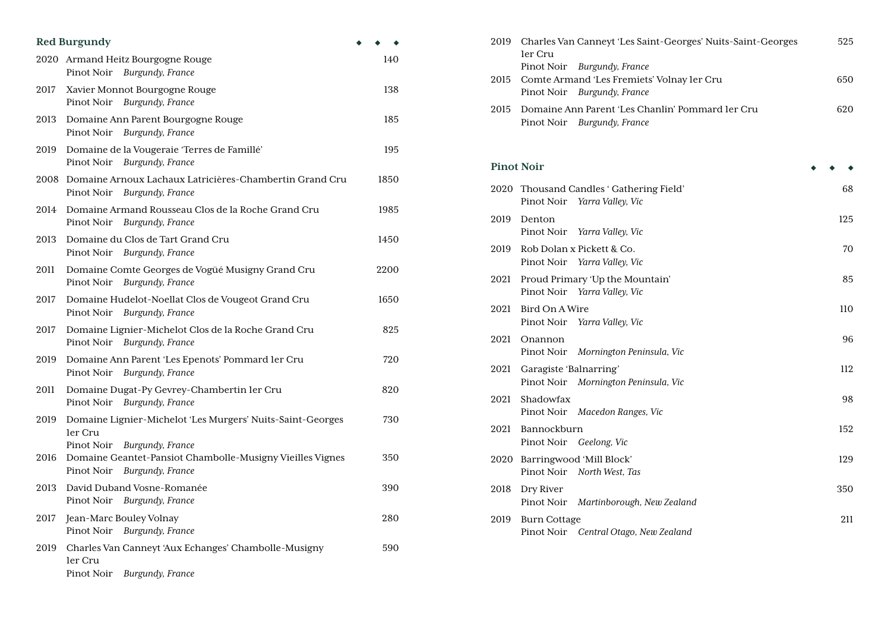## Red Burgundy

| Year | Wine | Price |
|---|---|---|
| 2020 | Armand Heitz Bourgogne Rouge<br>Pinot Noir *Burgundy, France* | 140 |
| 2017 | Xavier Monnot Bourgogne Rouge<br>Pinot Noir *Burgundy, France* | 138 |
| 2013 | Domaine Ann Parent Bourgogne Rouge<br>Pinot Noir *Burgundy, France* | 185 |
| 2019 | Domaine de la Vougeraie 'Terres de Famillé'<br>Pinot Noir *Burgundy, France* | 195 |
| 2008 | Domaine Arnoux Lachaux Latricières-Chambertin Grand Cru<br>Pinot Noir *Burgundy, France* | 1850 |
| 2014 | Domaine Armand Rousseau Clos de la Roche Grand Cru<br>Pinot Noir *Burgundy, France* | 1985 |
| 2013 | Domaine du Clos de Tart Grand Cru<br>Pinot Noir *Burgundy, France* | 1450 |
| 2011 | Domaine Comte Georges de Vogüé Musigny Grand Cru<br>Pinot Noir *Burgundy, France* | 2200 |
| 2017 | Domaine Hudelot-Noellat Clos de Vougeot Grand Cru<br>Pinot Noir *Burgundy, France* | 1650 |
| 2017 | Domaine Lignier-Michelot Clos de la Roche Grand Cru<br>Pinot Noir *Burgundy, France* | 825 |
| 2019 | Domaine Ann Parent 'Les Epenots' Pommard 1er Cru<br>Pinot Noir *Burgundy, France* | 720 |
| 2011 | Domaine Dugat-Py Gevrey-Chambertin 1er Cru<br>Pinot Noir *Burgundy, France* | 820 |
| 2019 | Domaine Lignier-Michelot 'Les Murgers' Nuits-Saint-Georges 1er Cru<br>Pinot Noir *Burgundy, France* | 730 |
| 2016 | Domaine Geantet-Pansiot Chambolle-Musigny Vieilles Vignes<br>Pinot Noir *Burgundy, France* | 350 |
| 2013 | David Duband Vosne-Romanée<br>Pinot Noir *Burgundy, France* | 390 |
| 2017 | Jean-Marc Bouley Volnay<br>Pinot Noir *Burgundy, France* | 280 |
| 2019 | Charles Van Canneyt 'Aux Echanges' Chambolle-Musigny 1er Cru<br>Pinot Noir *Burgundy, France* | 590 |
| 2019 | Charles Van Canneyt 'Les Saint-Georges' Nuits-Saint-Georges 1er Cru<br>Pinot Noir *Burgundy, France* | 525 |
| 2015 | Comte Armand 'Les Fremiets' Volnay 1er Cru<br>Pinot Noir *Burgundy, France* | 650 |
| 2015 | Domaine Ann Parent 'Les Chanlin' Pommard 1er Cru<br>Pinot Noir *Burgundy, France* | 620 |

## Pinot Noir

| Year | Wine | Price |
|---|---|---|
| 2020 | Thousand Candles ' Gathering Field'<br>Pinot Noir *Yarra Valley, Vic* | 68 |
| 2019 | Denton<br>Pinot Noir *Yarra Valley, Vic* | 125 |
| 2019 | Rob Dolan x Pickett & Co.<br>Pinot Noir *Yarra Valley, Vic* | 70 |
| 2021 | Proud Primary 'Up the Mountain'<br>Pinot Noir *Yarra Valley, Vic* | 85 |
| 2021 | Bird On A Wire<br>Pinot Noir *Yarra Valley, Vic* | 110 |
| 2021 | Onannon<br>Pinot Noir *Mornington Peninsula, Vic* | 96 |
| 2021 | Garagiste 'Balnarring'<br>Pinot Noir *Mornington Peninsula, Vic* | 112 |
| 2021 | Shadowfax<br>Pinot Noir *Macedon Ranges, Vic* | 98 |
| 2021 | Bannockburn<br>Pinot Noir *Geelong, Vic* | 152 |
| 2020 | Barringwood 'Mill Block'<br>Pinot Noir *North West, Tas* | 129 |
| 2018 | Dry River<br>Pinot Noir *Martinborough, New Zealand* | 350 |
| 2019 | Burn Cottage<br>Pinot Noir *Central Otago, New Zealand* | 211 |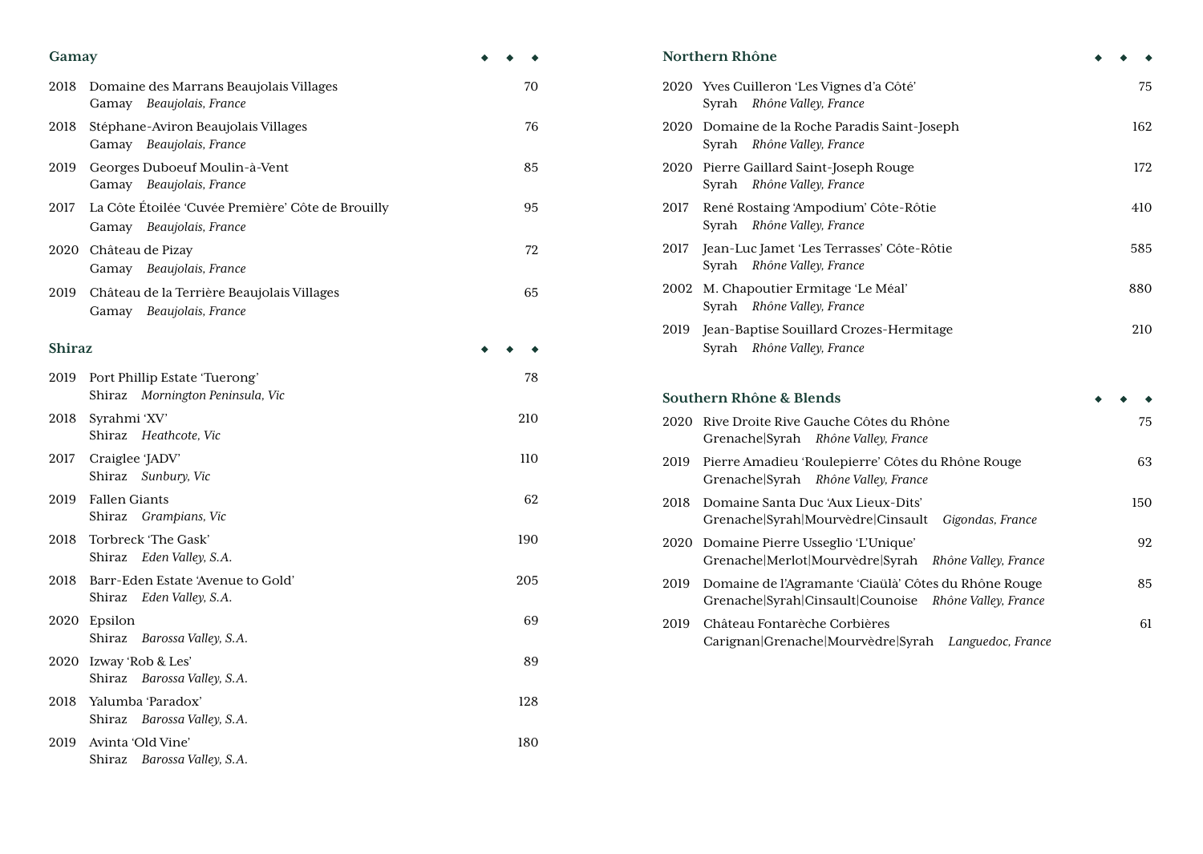## Gamay

2018 Domaine des Marrans Beaujolais Villages — 70
Gamay *Beaujolais, France*

2018 Stéphane-Aviron Beaujolais Villages — 76
Gamay *Beaujolais, France*

2019 Georges Duboeuf Moulin-à-Vent — 85
Gamay *Beaujolais, France*

2017 La Côte Étoilée 'Cuvée Première' Côte de Brouilly — 95
Gamay *Beaujolais, France*

2020 Château de Pizay — 72
Gamay *Beaujolais, France*

2019 Château de la Terrière Beaujolais Villages — 65
Gamay *Beaujolais, France*

## Shiraz

2019 Port Phillip Estate 'Tuerong' — 78
Shiraz *Mornington Peninsula, Vic*

2018 Syrahmi 'XV' — 210
Shiraz *Heathcote, Vic*

2017 Craiglee 'JADV' — 110
Shiraz *Sunbury, Vic*

2019 Fallen Giants — 62
Shiraz *Grampians, Vic*

2018 Torbreck 'The Gask' — 190
Shiraz *Eden Valley, S.A.*

2018 Barr-Eden Estate 'Avenue to Gold' — 205
Shiraz *Eden Valley, S.A.*

2020 Epsilon — 69
Shiraz *Barossa Valley, S.A.*

2020 Izway 'Rob & Les' — 89
Shiraz *Barossa Valley, S.A.*

2018 Yalumba 'Paradox' — 128
Shiraz *Barossa Valley, S.A.*

2019 Avinta 'Old Vine' — 180
Shiraz *Barossa Valley, S.A.*

## Northern Rhône

2020 Yves Cuilleron 'Les Vignes d'a Côté' — 75
Syrah *Rhône Valley, France*

2020 Domaine de la Roche Paradis Saint-Joseph — 162
Syrah *Rhône Valley, France*

2020 Pierre Gaillard Saint-Joseph Rouge — 172
Syrah *Rhône Valley, France*

2017 René Rostaing 'Ampodium' Côte-Rôtie — 410
Syrah *Rhône Valley, France*

2017 Jean-Luc Jamet 'Les Terrasses' Côte-Rôtie — 585
Syrah *Rhône Valley, France*

2002 M. Chapoutier Ermitage 'Le Méal' — 880
Syrah *Rhône Valley, France*

2019 Jean-Baptise Souillard Crozes-Hermitage — 210
Syrah *Rhône Valley, France*

## Southern Rhône & Blends

2020 Rive Droite Rive Gauche Côtes du Rhône — 75
Grenache|Syrah *Rhône Valley, France*

2019 Pierre Amadieu 'Roulepierre' Côtes du Rhône Rouge — 63
Grenache|Syrah *Rhône Valley, France*

2018 Domaine Santa Duc 'Aux Lieux-Dits' — 150
Grenache|Syrah|Mourvèdre|Cinsault *Gigondas, France*

2020 Domaine Pierre Usseglio 'L'Unique' — 92
Grenache|Merlot|Mourvèdre|Syrah *Rhône Valley, France*

2019 Domaine de l'Agramante 'Ciaülà' Côtes du Rhône Rouge — 85
Grenache|Syrah|Cinsault|Counoise *Rhône Valley, France*

2019 Château Fontarèche Corbières — 61
Carignan|Grenache|Mourvèdre|Syrah *Languedoc, France*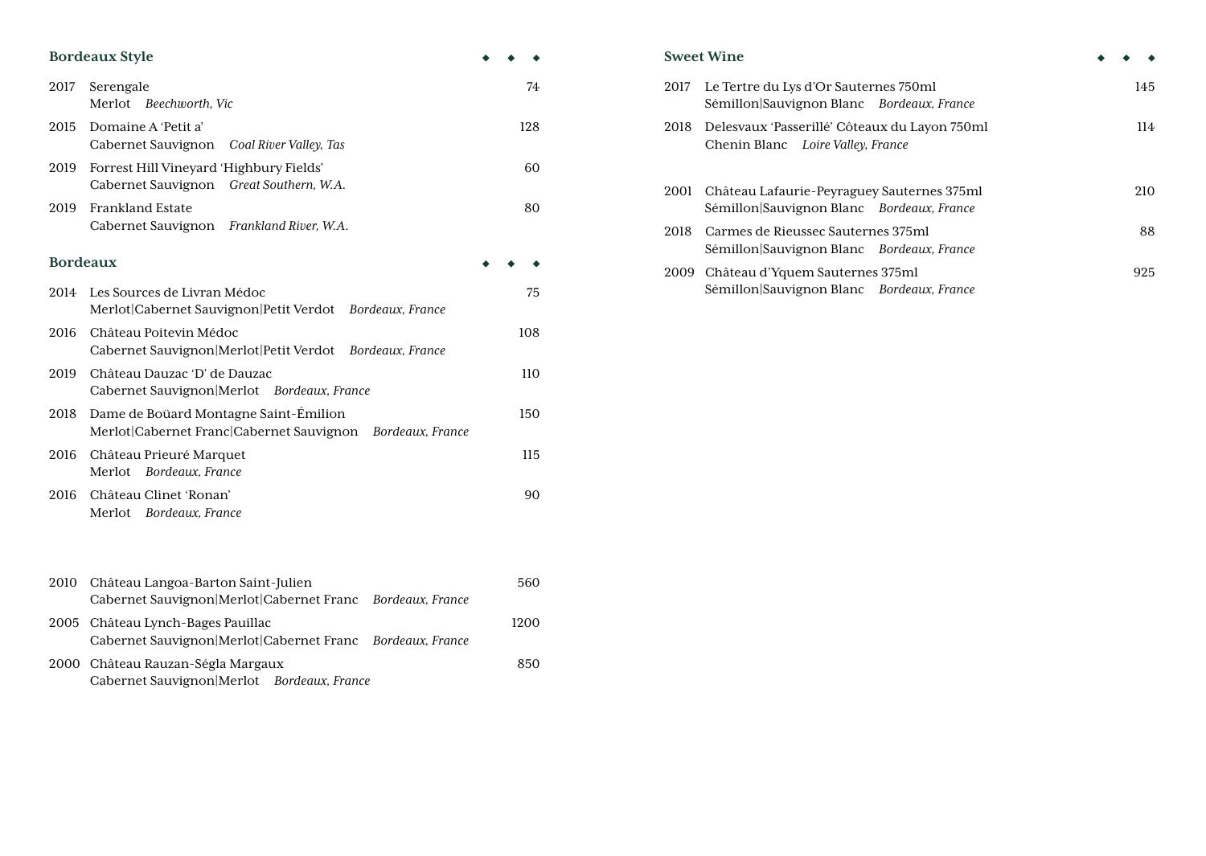## Bordeaux Style

2017 Serengale — 74
Merlot *Beechworth, Vic*

2015 Domaine A 'Petit a' — 128
Cabernet Sauvignon *Coal River Valley, Tas*

2019 Forrest Hill Vineyard 'Highbury Fields' — 60
Cabernet Sauvignon *Great Southern, W.A.*

2019 Frankland Estate — 80
Cabernet Sauvignon *Frankland River, W.A.*

## Bordeaux

2014 Les Sources de Livran Médoc — 75
Merlot|Cabernet Sauvignon|Petit Verdot *Bordeaux, France*

2016 Château Poitevin Médoc — 108
Cabernet Sauvignon|Merlot|Petit Verdot *Bordeaux, France*

2019 Château Dauzac 'D' de Dauzac — 110
Cabernet Sauvignon|Merlot *Bordeaux, France*

2018 Dame de Boüard Montagne Saint-Émilion — 150
Merlot|Cabernet Franc|Cabernet Sauvignon *Bordeaux, France*

2016 Château Prieuré Marquet — 115
Merlot *Bordeaux, France*

2016 Château Clinet 'Ronan' — 90
Merlot *Bordeaux, France*

2010 Château Langoa-Barton Saint-Julien — 560
Cabernet Sauvignon|Merlot|Cabernet Franc *Bordeaux, France*

2005 Château Lynch-Bages Pauillac — 1200
Cabernet Sauvignon|Merlot|Cabernet Franc *Bordeaux, France*

2000 Château Rauzan-Ségla Margaux — 850
Cabernet Sauvignon|Merlot *Bordeaux, France*

## Sweet Wine

2017 Le Tertre du Lys d'Or Sauternes 750ml — 145
Sémillon|Sauvignon Blanc *Bordeaux, France*

2018 Delesvaux 'Passerillé' Côteaux du Layon 750ml — 114
Chenin Blanc *Loire Valley, France*

2001 Château Lafaurie-Peyraguey Sauternes 375ml — 210
Sémillon|Sauvignon Blanc *Bordeaux, France*

2018 Carmes de Rieussec Sauternes 375ml — 88
Sémillon|Sauvignon Blanc *Bordeaux, France*

2009 Château d'Yquem Sauternes 375ml — 925
Sémillon|Sauvignon Blanc *Bordeaux, France*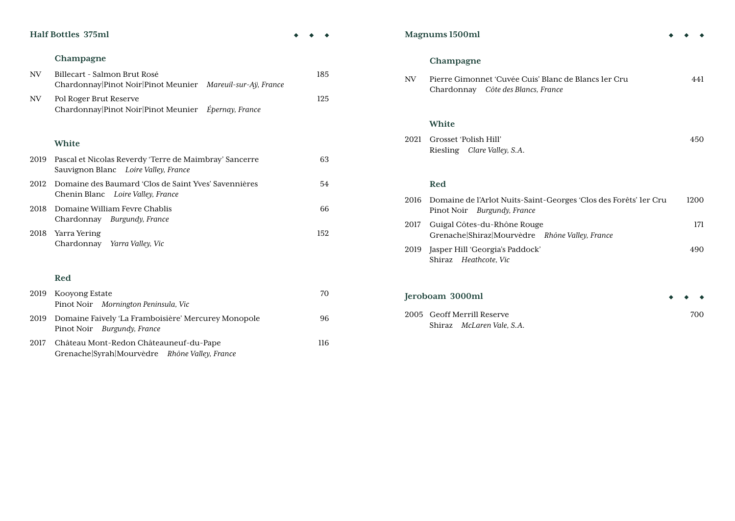## Half Bottles 375ml

### Champagne

| Vintage | Wine | Price |
|---|---|---|
| NV | Billecart - Salmon Brut Rosé<br>Chardonnay\|Pinot Noir\|Pinot Meunier *Mareuil-sur-Aÿ, France* | 185 |
| NV | Pol Roger Brut Reserve<br>Chardonnay\|Pinot Noir\|Pinot Meunier *Épernay, France* | 125 |

### White

| Vintage | Wine | Price |
|---|---|---|
| 2019 | Pascal et Nicolas Reverdy 'Terre de Maimbray' Sancerre<br>Sauvignon Blanc *Loire Valley, France* | 63 |
| 2012 | Domaine des Baumard 'Clos de Saint Yves' Savennières<br>Chenin Blanc *Loire Valley, France* | 54 |
| 2018 | Domaine William Fevre Chablis<br>Chardonnay *Burgundy, France* | 66 |
| 2018 | Yarra Yering<br>Chardonnay *Yarra Valley, Vic* | 152 |

### Red

| Vintage | Wine | Price |
|---|---|---|
| 2019 | Kooyong Estate<br>Pinot Noir *Mornington Peninsula, Vic* | 70 |
| 2019 | Domaine Faively 'La Framboisière' Mercurey Monopole<br>Pinot Noir *Burgundy, France* | 96 |
| 2017 | Château Mont-Redon Châteauneuf-du-Pape<br>Grenache\|Syrah\|Mourvèdre *Rhône Valley, France* | 116 |

## Magnums 1500ml

### Champagne

| Vintage | Wine | Price |
|---|---|---|
| NV | Pierre Gimonnet 'Cuvée Cuis' Blanc de Blancs 1er Cru<br>Chardonnay *Côte des Blancs, France* | 441 |

### White

| Vintage | Wine | Price |
|---|---|---|
| 2021 | Grosset 'Polish Hill'<br>Riesling *Clare Valley, S.A.* | 450 |

### Red

| Vintage | Wine | Price |
|---|---|---|
| 2016 | Domaine de l'Arlot Nuits-Saint-Georges 'Clos des Forêts' 1er Cru<br>Pinot Noir *Burgundy, France* | 1200 |
| 2017 | Guigal Côtes-du-Rhône Rouge<br>Grenache\|Shiraz\|Mourvèdre *Rhône Valley, France* | 171 |
| 2019 | Jasper Hill 'Georgia's Paddock'<br>Shiraz *Heathcote, Vic* | 490 |

## Jeroboam 3000ml

| Vintage | Wine | Price |
|---|---|---|
| 2005 | Geoff Merrill Reserve<br>Shiraz *McLaren Vale, S.A.* | 700 |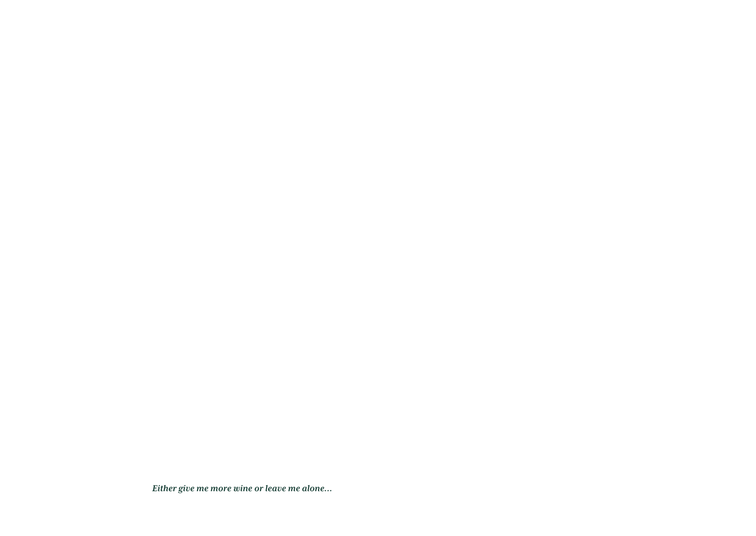*Either give me more wine or leave me alone...*